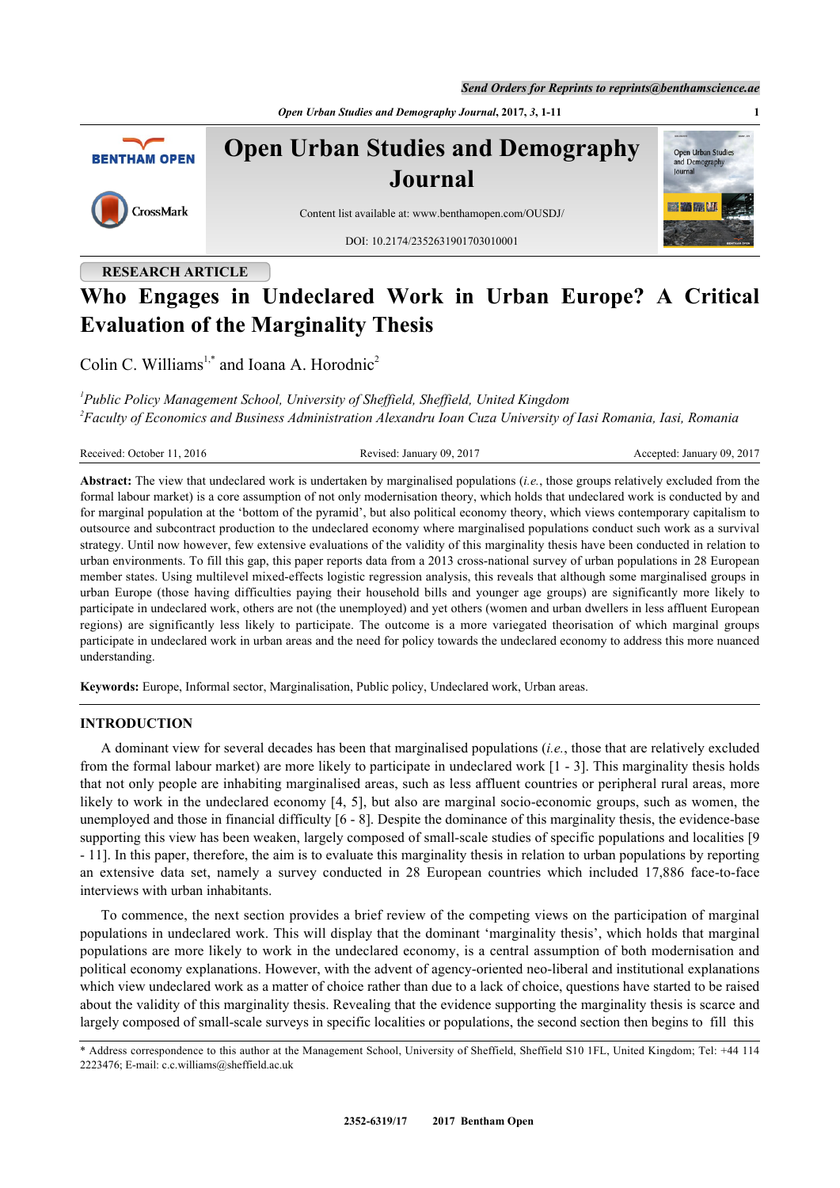RESEARCH ARTICLE

# Who Engages in Undeclared Work in Urban Europe? A Critical Evaluation of the Marginality Thesis

Colin C. Williams[1,*] and Ioana A. Horodnic[2]

[1]*Public Policy Management School, University of Sheffield, Sheffield, United Kingdom*
[2]*Faculty of Economics and Business Administration Alexandru Ioan Cuza University of Iasi Romania, Iasi, Romania*

Received: October 11, 2016 Revised: January 09, 2017 Accepted: January 09, 2017

**Abstract:** The view that undeclared work is undertaken by marginalised populations (*i.e.*, those groups relatively excluded from the formal labour market) is a core assumption of not only modernisation theory, which holds that undeclared work is conducted by and for marginal population at the 'bottom of the pyramid', but also political economy theory, which views contemporary capitalism to outsource and subcontract production to the undeclared economy where marginalised populations conduct such work as a survival strategy. Until now however, few extensive evaluations of the validity of this marginality thesis have been conducted in relation to urban environments. To fill this gap, this paper reports data from a 2013 cross-national survey of urban populations in 28 European member states. Using multilevel mixed-effects logistic regression analysis, this reveals that although some marginalised groups in urban Europe (those having difficulties paying their household bills and younger age groups) are significantly more likely to participate in undeclared work, others are not (the unemployed) and yet others (women and urban dwellers in less affluent European regions) are significantly less likely to participate. The outcome is a more variegated theorisation of which marginal groups participate in undeclared work in urban areas and the need for policy towards the undeclared economy to address this more nuanced understanding.

**Keywords:** Europe, Informal sector, Marginalisation, Public policy, Undeclared work, Urban areas.

## INTRODUCTION

A dominant view for several decades has been that marginalised populations (*i.e.*, those that are relatively excluded from the formal labour market) are more likely to participate in undeclared work [1 - 3]. This marginality thesis holds that not only people are inhabiting marginalised areas, such as less affluent countries or peripheral rural areas, more likely to work in the undeclared economy [4, 5], but also are marginal socio-economic groups, such as women, the unemployed and those in financial difficulty [6 - 8]. Despite the dominance of this marginality thesis, the evidence-base supporting this view has been weaken, largely composed of small-scale studies of specific populations and localities [9 - 11]. In this paper, therefore, the aim is to evaluate this marginality thesis in relation to urban populations by reporting an extensive data set, namely a survey conducted in 28 European countries which included 17,886 face-to-face interviews with urban inhabitants.

To commence, the next section provides a brief review of the competing views on the participation of marginal populations in undeclared work. This will display that the dominant 'marginality thesis', which holds that marginal populations are more likely to work in the undeclared economy, is a central assumption of both modernisation and political economy explanations. However, with the advent of agency-oriented neo-liberal and institutional explanations which view undeclared work as a matter of choice rather than due to a lack of choice, questions have started to be raised about the validity of this marginality thesis. Revealing that the evidence supporting the marginality thesis is scarce and largely composed of small-scale surveys in specific localities or populations, the second section then begins to fill this

\* Address correspondence to this author at the Management School, University of Sheffield, Sheffield S10 1FL, United Kingdom; Tel: +44 114 2223476; E-mail: c.c.williams@sheffield.ac.uk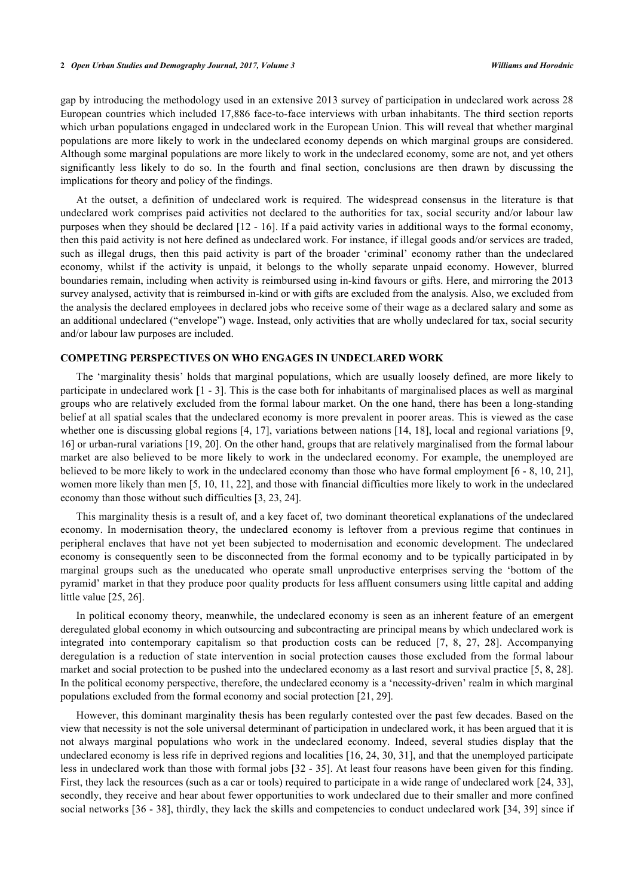gap by introducing the methodology used in an extensive 2013 survey of participation in undeclared work across 28 European countries which included 17,886 face-to-face interviews with urban inhabitants. The third section reports which urban populations engaged in undeclared work in the European Union. This will reveal that whether marginal populations are more likely to work in the undeclared economy depends on which marginal groups are considered. Although some marginal populations are more likely to work in the undeclared economy, some are not, and yet others significantly less likely to do so. In the fourth and final section, conclusions are then drawn by discussing the implications for theory and policy of the findings.

At the outset, a definition of undeclared work is required. The widespread consensus in the literature is that undeclared work comprises paid activities not declared to the authorities for tax, social security and/or labour law purposes when they should be declared [12 - 16]. If a paid activity varies in additional ways to the formal economy, then this paid activity is not here defined as undeclared work. For instance, if illegal goods and/or services are traded, such as illegal drugs, then this paid activity is part of the broader 'criminal' economy rather than the undeclared economy, whilst if the activity is unpaid, it belongs to the wholly separate unpaid economy. However, blurred boundaries remain, including when activity is reimbursed using in-kind favours or gifts. Here, and mirroring the 2013 survey analysed, activity that is reimbursed in-kind or with gifts are excluded from the analysis. Also, we excluded from the analysis the declared employees in declared jobs who receive some of their wage as a declared salary and some as an additional undeclared ("envelope") wage. Instead, only activities that are wholly undeclared for tax, social security and/or labour law purposes are included.

## COMPETING PERSPECTIVES ON WHO ENGAGES IN UNDECLARED WORK

The 'marginality thesis' holds that marginal populations, which are usually loosely defined, are more likely to participate in undeclared work [1 - 3]. This is the case both for inhabitants of marginalised places as well as marginal groups who are relatively excluded from the formal labour market. On the one hand, there has been a long-standing belief at all spatial scales that the undeclared economy is more prevalent in poorer areas. This is viewed as the case whether one is discussing global regions [4, 17], variations between nations [14, 18], local and regional variations [9, 16] or urban-rural variations [19, 20]. On the other hand, groups that are relatively marginalised from the formal labour market are also believed to be more likely to work in the undeclared economy. For example, the unemployed are believed to be more likely to work in the undeclared economy than those who have formal employment [6 - 8, 10, 21], women more likely than men [5, 10, 11, 22], and those with financial difficulties more likely to work in the undeclared economy than those without such difficulties [3, 23, 24].

This marginality thesis is a result of, and a key facet of, two dominant theoretical explanations of the undeclared economy. In modernisation theory, the undeclared economy is leftover from a previous regime that continues in peripheral enclaves that have not yet been subjected to modernisation and economic development. The undeclared economy is consequently seen to be disconnected from the formal economy and to be typically participated in by marginal groups such as the uneducated who operate small unproductive enterprises serving the 'bottom of the pyramid' market in that they produce poor quality products for less affluent consumers using little capital and adding little value [25, 26].

In political economy theory, meanwhile, the undeclared economy is seen as an inherent feature of an emergent deregulated global economy in which outsourcing and subcontracting are principal means by which undeclared work is integrated into contemporary capitalism so that production costs can be reduced [7, 8, 27, 28]. Accompanying deregulation is a reduction of state intervention in social protection causes those excluded from the formal labour market and social protection to be pushed into the undeclared economy as a last resort and survival practice [5, 8, 28]. In the political economy perspective, therefore, the undeclared economy is a 'necessity-driven' realm in which marginal populations excluded from the formal economy and social protection [21, 29].

However, this dominant marginality thesis has been regularly contested over the past few decades. Based on the view that necessity is not the sole universal determinant of participation in undeclared work, it has been argued that it is not always marginal populations who work in the undeclared economy. Indeed, several studies display that the undeclared economy is less rife in deprived regions and localities [16, 24, 30, 31], and that the unemployed participate less in undeclared work than those with formal jobs [32 - 35]. At least four reasons have been given for this finding. First, they lack the resources (such as a car or tools) required to participate in a wide range of undeclared work [24, 33], secondly, they receive and hear about fewer opportunities to work undeclared due to their smaller and more confined social networks [36 - 38], thirdly, they lack the skills and competencies to conduct undeclared work [34, 39] since if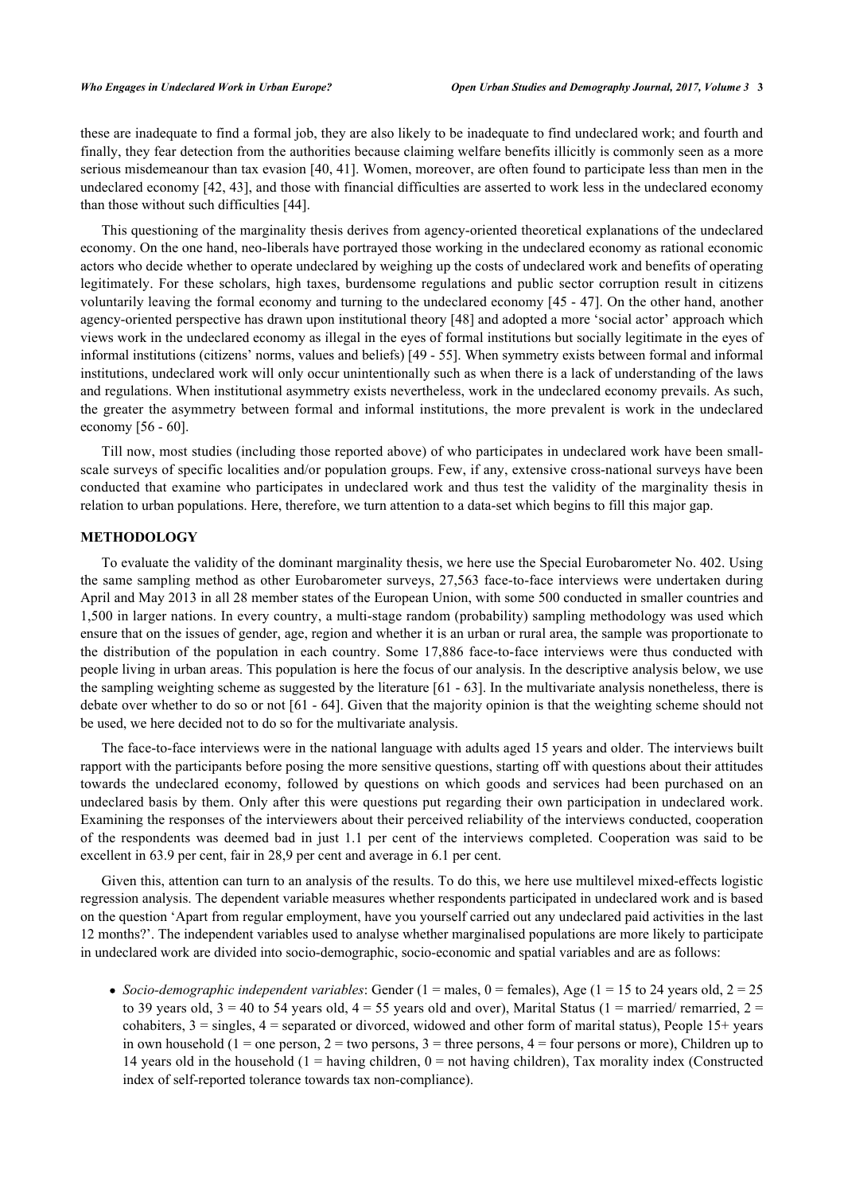these are inadequate to find a formal job, they are also likely to be inadequate to find undeclared work; and fourth and finally, they fear detection from the authorities because claiming welfare benefits illicitly is commonly seen as a more serious misdemeanour than tax evasion [40, 41]. Women, moreover, are often found to participate less than men in the undeclared economy [42, 43], and those with financial difficulties are asserted to work less in the undeclared economy than those without such difficulties [44].

This questioning of the marginality thesis derives from agency-oriented theoretical explanations of the undeclared economy. On the one hand, neo-liberals have portrayed those working in the undeclared economy as rational economic actors who decide whether to operate undeclared by weighing up the costs of undeclared work and benefits of operating legitimately. For these scholars, high taxes, burdensome regulations and public sector corruption result in citizens voluntarily leaving the formal economy and turning to the undeclared economy [45 - 47]. On the other hand, another agency-oriented perspective has drawn upon institutional theory [48] and adopted a more 'social actor' approach which views work in the undeclared economy as illegal in the eyes of formal institutions but socially legitimate in the eyes of informal institutions (citizens' norms, values and beliefs) [49 - 55]. When symmetry exists between formal and informal institutions, undeclared work will only occur unintentionally such as when there is a lack of understanding of the laws and regulations. When institutional asymmetry exists nevertheless, work in the undeclared economy prevails. As such, the greater the asymmetry between formal and informal institutions, the more prevalent is work in the undeclared economy [56 - 60].

Till now, most studies (including those reported above) of who participates in undeclared work have been small-scale surveys of specific localities and/or population groups. Few, if any, extensive cross-national surveys have been conducted that examine who participates in undeclared work and thus test the validity of the marginality thesis in relation to urban populations. Here, therefore, we turn attention to a data-set which begins to fill this major gap.

## METHODOLOGY

To evaluate the validity of the dominant marginality thesis, we here use the Special Eurobarometer No. 402. Using the same sampling method as other Eurobarometer surveys, 27,563 face-to-face interviews were undertaken during April and May 2013 in all 28 member states of the European Union, with some 500 conducted in smaller countries and 1,500 in larger nations. In every country, a multi-stage random (probability) sampling methodology was used which ensure that on the issues of gender, age, region and whether it is an urban or rural area, the sample was proportionate to the distribution of the population in each country. Some 17,886 face-to-face interviews were thus conducted with people living in urban areas. This population is here the focus of our analysis. In the descriptive analysis below, we use the sampling weighting scheme as suggested by the literature [61 - 63]. In the multivariate analysis nonetheless, there is debate over whether to do so or not [61 - 64]. Given that the majority opinion is that the weighting scheme should not be used, we here decided not to do so for the multivariate analysis.

The face-to-face interviews were in the national language with adults aged 15 years and older. The interviews built rapport with the participants before posing the more sensitive questions, starting off with questions about their attitudes towards the undeclared economy, followed by questions on which goods and services had been purchased on an undeclared basis by them. Only after this were questions put regarding their own participation in undeclared work. Examining the responses of the interviewers about their perceived reliability of the interviews conducted, cooperation of the respondents was deemed bad in just 1.1 per cent of the interviews completed. Cooperation was said to be excellent in 63.9 per cent, fair in 28,9 per cent and average in 6.1 per cent.

Given this, attention can turn to an analysis of the results. To do this, we here use multilevel mixed-effects logistic regression analysis. The dependent variable measures whether respondents participated in undeclared work and is based on the question 'Apart from regular employment, have you yourself carried out any undeclared paid activities in the last 12 months?'. The independent variables used to analyse whether marginalised populations are more likely to participate in undeclared work are divided into socio-demographic, socio-economic and spatial variables and are as follows:

- *Socio-demographic independent variables*: Gender (1 = males, 0 = females), Age (1 = 15 to 24 years old, 2 = 25 to 39 years old, 3 = 40 to 54 years old, 4 = 55 years old and over), Marital Status (1 = married/ remarried, 2 = cohabiters, 3 = singles, 4 = separated or divorced, widowed and other form of marital status), People 15+ years in own household (1 = one person, 2 = two persons, 3 = three persons, 4 = four persons or more), Children up to 14 years old in the household (1 = having children, 0 = not having children), Tax morality index (Constructed index of self-reported tolerance towards tax non-compliance).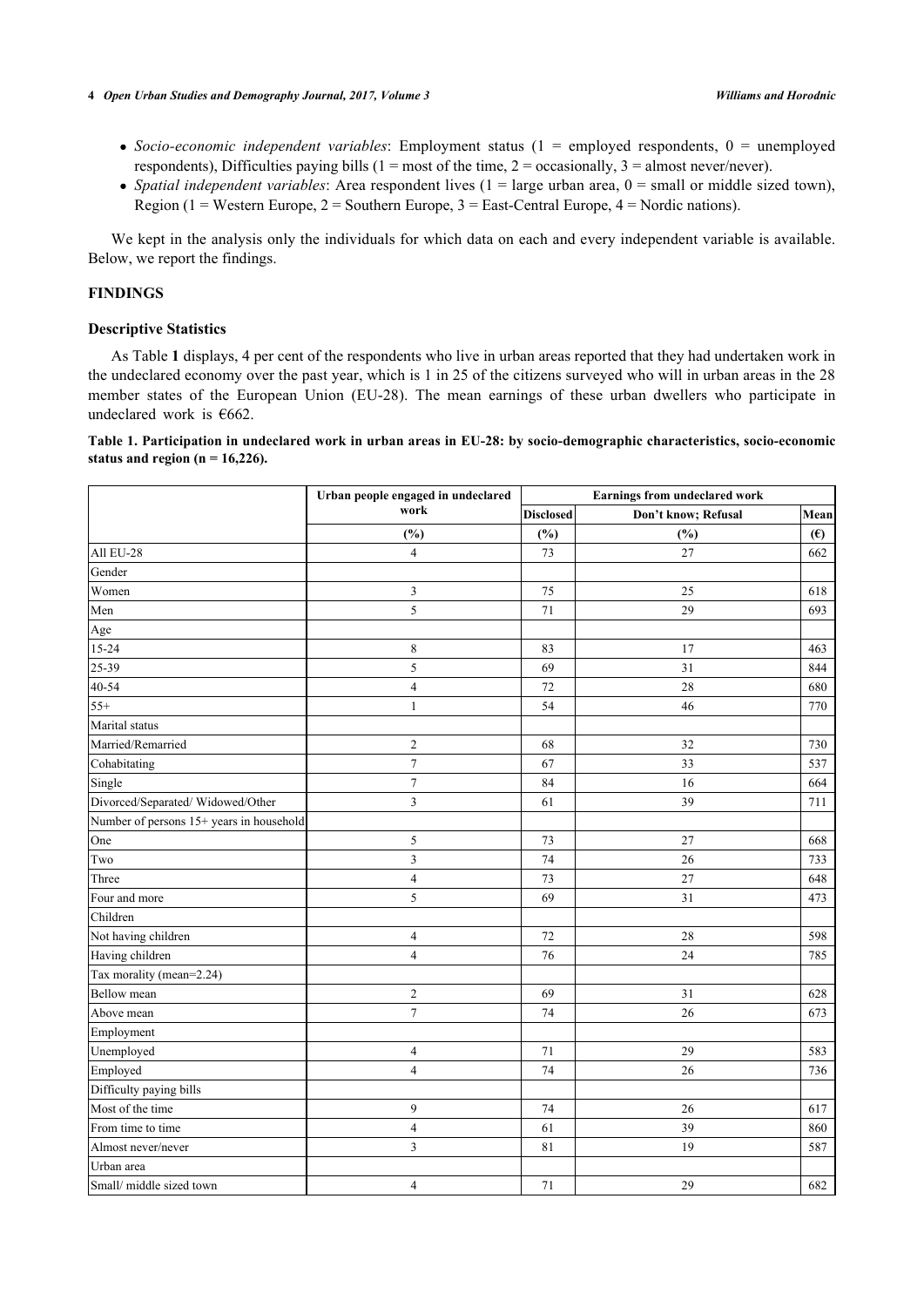- *Socio-economic independent variables*: Employment status (1 = employed respondents, 0 = unemployed respondents), Difficulties paying bills (1 = most of the time, 2 = occasionally, 3 = almost never/never).
- *Spatial independent variables*: Area respondent lives (1 = large urban area, 0 = small or middle sized town), Region (1 = Western Europe, 2 = Southern Europe, 3 = East-Central Europe, 4 = Nordic nations).

We kept in the analysis only the individuals for which data on each and every independent variable is available. Below, we report the findings.

## FINDINGS

### Descriptive Statistics

As Table **1** displays, 4 per cent of the respondents who live in urban areas reported that they had undertaken work in the undeclared economy over the past year, which is 1 in 25 of the citizens surveyed who will in urban areas in the 28 member states of the European Union (EU-28). The mean earnings of these urban dwellers who participate in undeclared work is €662.

**Table 1. Participation in undeclared work in urban areas in EU-28: by socio-demographic characteristics, socio-economic status and region (n = 16,226).**

| | Urban people engaged in undeclared work | Earnings from undeclared work | | |
|---|---|---|---|---|
| | | Disclosed | Don't know; Refusal | Mean |
| | (%) | (%) | (%) | (€) |
| All EU-28 | 4 | 73 | 27 | 662 |
| Gender | | | | |
| Women | 3 | 75 | 25 | 618 |
| Men | 5 | 71 | 29 | 693 |
| Age | | | | |
| 15-24 | 8 | 83 | 17 | 463 |
| 25-39 | 5 | 69 | 31 | 844 |
| 40-54 | 4 | 72 | 28 | 680 |
| 55+ | 1 | 54 | 46 | 770 |
| Marital status | | | | |
| Married/Remarried | 2 | 68 | 32 | 730 |
| Cohabitating | 7 | 67 | 33 | 537 |
| Single | 7 | 84 | 16 | 664 |
| Divorced/Separated/ Widowed/Other | 3 | 61 | 39 | 711 |
| Number of persons 15+ years in household | | | | |
| One | 5 | 73 | 27 | 668 |
| Two | 3 | 74 | 26 | 733 |
| Three | 4 | 73 | 27 | 648 |
| Four and more | 5 | 69 | 31 | 473 |
| Children | | | | |
| Not having children | 4 | 72 | 28 | 598 |
| Having children | 4 | 76 | 24 | 785 |
| Tax morality (mean=2.24) | | | | |
| Bellow mean | 2 | 69 | 31 | 628 |
| Above mean | 7 | 74 | 26 | 673 |
| Employment | | | | |
| Unemployed | 4 | 71 | 29 | 583 |
| Employed | 4 | 74 | 26 | 736 |
| Difficulty paying bills | | | | |
| Most of the time | 9 | 74 | 26 | 617 |
| From time to time | 4 | 61 | 39 | 860 |
| Almost never/never | 3 | 81 | 19 | 587 |
| Urban area | | | | |
| Small/ middle sized town | 4 | 71 | 29 | 682 |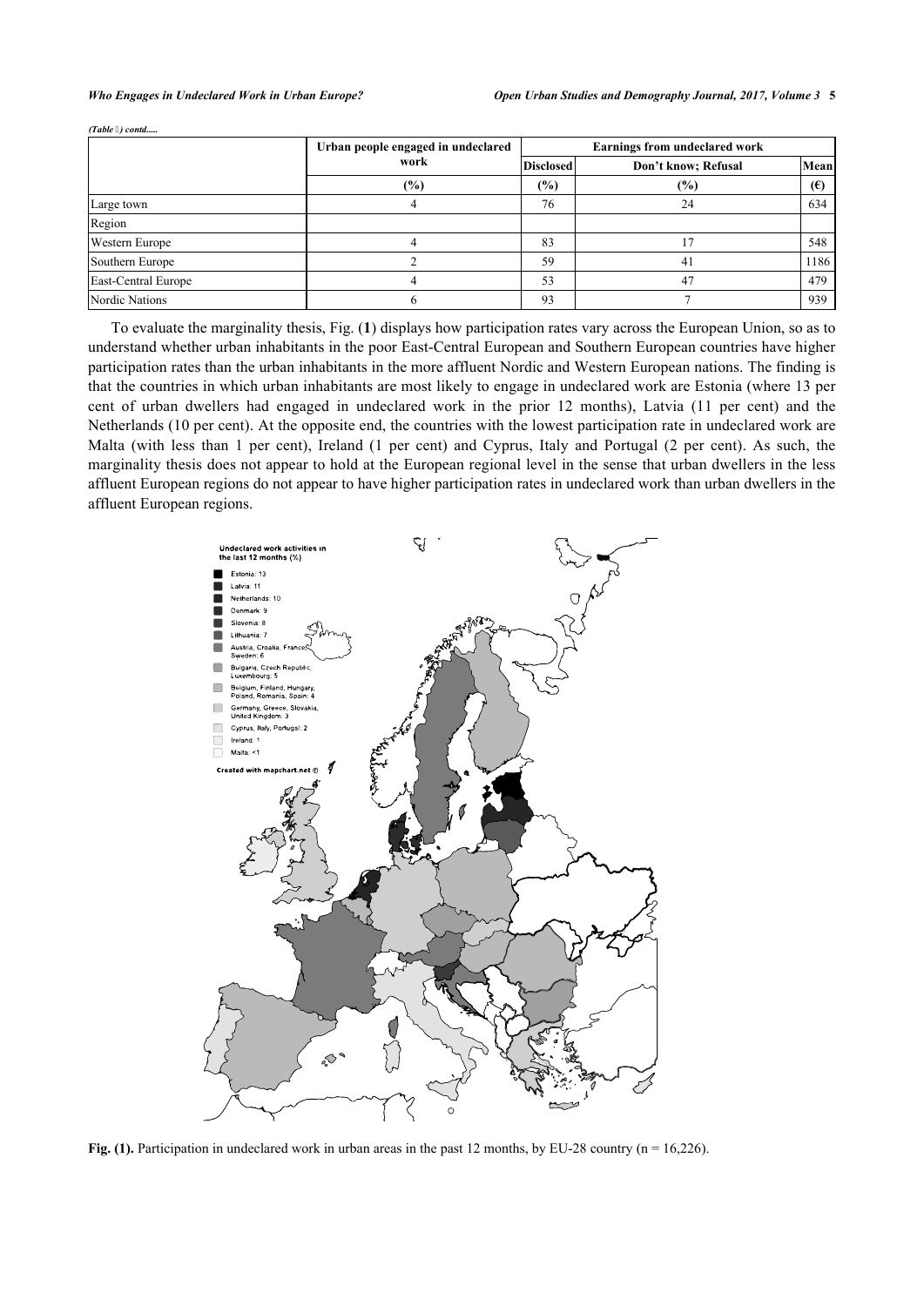*(Table 1) contd.....*

| | Urban people engaged in undeclared work | Earnings from undeclared work | | |
|---|---|---|---|---|
| | | Disclosed | Don't know; Refusal | Mean |
| | (%) | (%) | (%) | (€) |
| Large town | 4 | 76 | 24 | 634 |
| Region | | | | |
| Western Europe | 4 | 83 | 17 | 548 |
| Southern Europe | 2 | 59 | 41 | 1186 |
| East-Central Europe | 4 | 53 | 47 | 479 |
| Nordic Nations | 6 | 93 | 7 | 939 |

To evaluate the marginality thesis, Fig. (**1**) displays how participation rates vary across the European Union, so as to understand whether urban inhabitants in the poor East-Central European and Southern European countries have higher participation rates than the urban inhabitants in the more affluent Nordic and Western European nations. The finding is that the countries in which urban inhabitants are most likely to engage in undeclared work are Estonia (where 13 per cent of urban dwellers had engaged in undeclared work in the prior 12 months), Latvia (11 per cent) and the Netherlands (10 per cent). At the opposite end, the countries with the lowest participation rate in undeclared work are Malta (with less than 1 per cent), Ireland (1 per cent) and Cyprus, Italy and Portugal (2 per cent). As such, the marginality thesis does not appear to hold at the European regional level in the sense that urban dwellers in the less affluent European regions do not appear to have higher participation rates in undeclared work than urban dwellers in the affluent European regions.

Undeclared work activities in the last 12 months (%)

- Estonia: 13
- Latvia: 11
- Netherlands: 10
- Denmark: 9
- Slovenia: 8
- Lithuania: 7
- Austria, Croatia, France, Sweden: 6
- Bulgaria, Czech Republic, Luxembourg: 5
- Belgium, Finland, Hungary, Poland, Romania, Spain: 4
- Germany, Greece, Slovakia, United Kingdom: 3
- Cyprus, Italy, Portugal: 2
- Ireland: 1
- Malta: <1

Created with mapchart.net ©

**Fig. (1).** Participation in undeclared work in urban areas in the past 12 months, by EU-28 country (n = 16,226).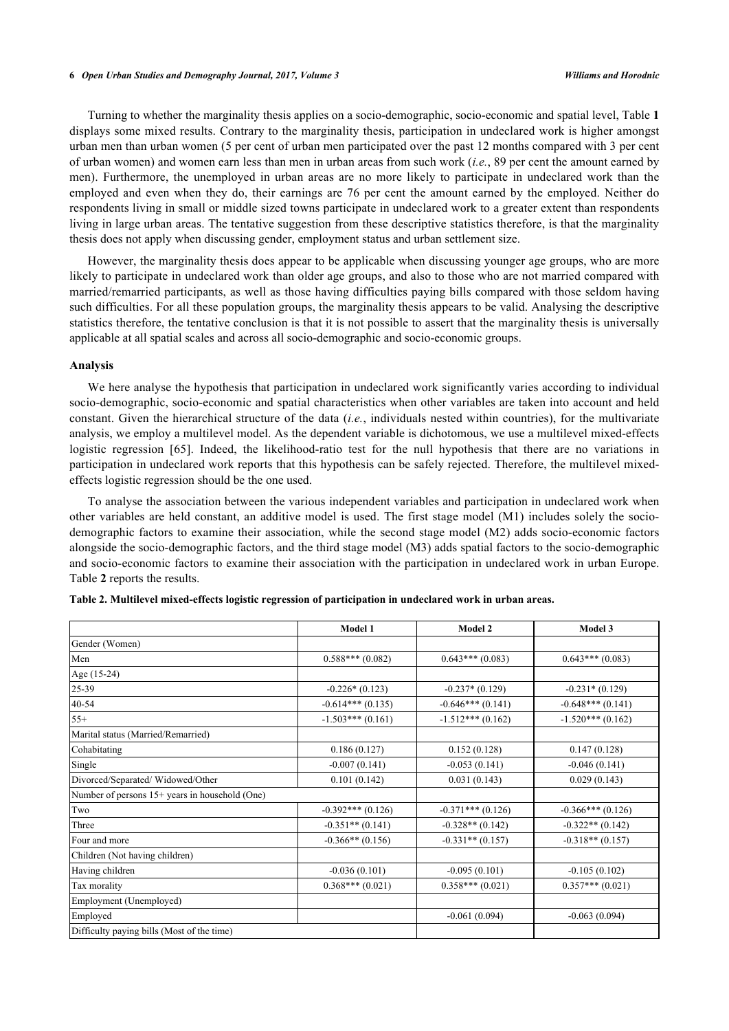Turning to whether the marginality thesis applies on a socio-demographic, socio-economic and spatial level, Table **1** displays some mixed results. Contrary to the marginality thesis, participation in undeclared work is higher amongst urban men than urban women (5 per cent of urban men participated over the past 12 months compared with 3 per cent of urban women) and women earn less than men in urban areas from such work (*i.e.*, 89 per cent the amount earned by men). Furthermore, the unemployed in urban areas are no more likely to participate in undeclared work than the employed and even when they do, their earnings are 76 per cent the amount earned by the employed. Neither do respondents living in small or middle sized towns participate in undeclared work to a greater extent than respondents living in large urban areas. The tentative suggestion from these descriptive statistics therefore, is that the marginality thesis does not apply when discussing gender, employment status and urban settlement size.

However, the marginality thesis does appear to be applicable when discussing younger age groups, who are more likely to participate in undeclared work than older age groups, and also to those who are not married compared with married/remarried participants, as well as those having difficulties paying bills compared with those seldom having such difficulties. For all these population groups, the marginality thesis appears to be valid. Analysing the descriptive statistics therefore, the tentative conclusion is that it is not possible to assert that the marginality thesis is universally applicable at all spatial scales and across all socio-demographic and socio-economic groups.

### Analysis

We here analyse the hypothesis that participation in undeclared work significantly varies according to individual socio-demographic, socio-economic and spatial characteristics when other variables are taken into account and held constant. Given the hierarchical structure of the data (*i.e.*, individuals nested within countries), for the multivariate analysis, we employ a multilevel model. As the dependent variable is dichotomous, we use a multilevel mixed-effects logistic regression [65]. Indeed, the likelihood-ratio test for the null hypothesis that there are no variations in participation in undeclared work reports that this hypothesis can be safely rejected. Therefore, the multilevel mixed-effects logistic regression should be the one used.

To analyse the association between the various independent variables and participation in undeclared work when other variables are held constant, an additive model is used. The first stage model (M1) includes solely the socio-demographic factors to examine their association, while the second stage model (M2) adds socio-economic factors alongside the socio-demographic factors, and the third stage model (M3) adds spatial factors to the socio-demographic and socio-economic factors to examine their association with the participation in undeclared work in urban Europe. Table **2** reports the results.

**Table 2. Multilevel mixed-effects logistic regression of participation in undeclared work in urban areas.**

| | Model 1 | Model 2 | Model 3 |
|---|---|---|---|
| Gender (Women) | | | |
| Men | 0.588*** (0.082) | 0.643*** (0.083) | 0.643*** (0.083) |
| Age (15-24) | | | |
| 25-39 | -0.226* (0.123) | -0.237* (0.129) | -0.231* (0.129) |
| 40-54 | -0.614*** (0.135) | -0.646*** (0.141) | -0.648*** (0.141) |
| 55+ | -1.503*** (0.161) | -1.512*** (0.162) | -1.520*** (0.162) |
| Marital status (Married/Remarried) | | | |
| Cohabitating | 0.186 (0.127) | 0.152 (0.128) | 0.147 (0.128) |
| Single | -0.007 (0.141) | -0.053 (0.141) | -0.046 (0.141) |
| Divorced/Separated/ Widowed/Other | 0.101 (0.142) | 0.031 (0.143) | 0.029 (0.143) |
| Number of persons 15+ years in household (One) | | | |
| Two | -0.392*** (0.126) | -0.371*** (0.126) | -0.366*** (0.126) |
| Three | -0.351** (0.141) | -0.328** (0.142) | -0.322** (0.142) |
| Four and more | -0.366** (0.156) | -0.331** (0.157) | -0.318** (0.157) |
| Children (Not having children) | | | |
| Having children | -0.036 (0.101) | -0.095 (0.101) | -0.105 (0.102) |
| Tax morality | 0.368*** (0.021) | 0.358*** (0.021) | 0.357*** (0.021) |
| Employment (Unemployed) | | | |
| Employed | | -0.061 (0.094) | -0.063 (0.094) |
| Difficulty paying bills (Most of the time) | | | |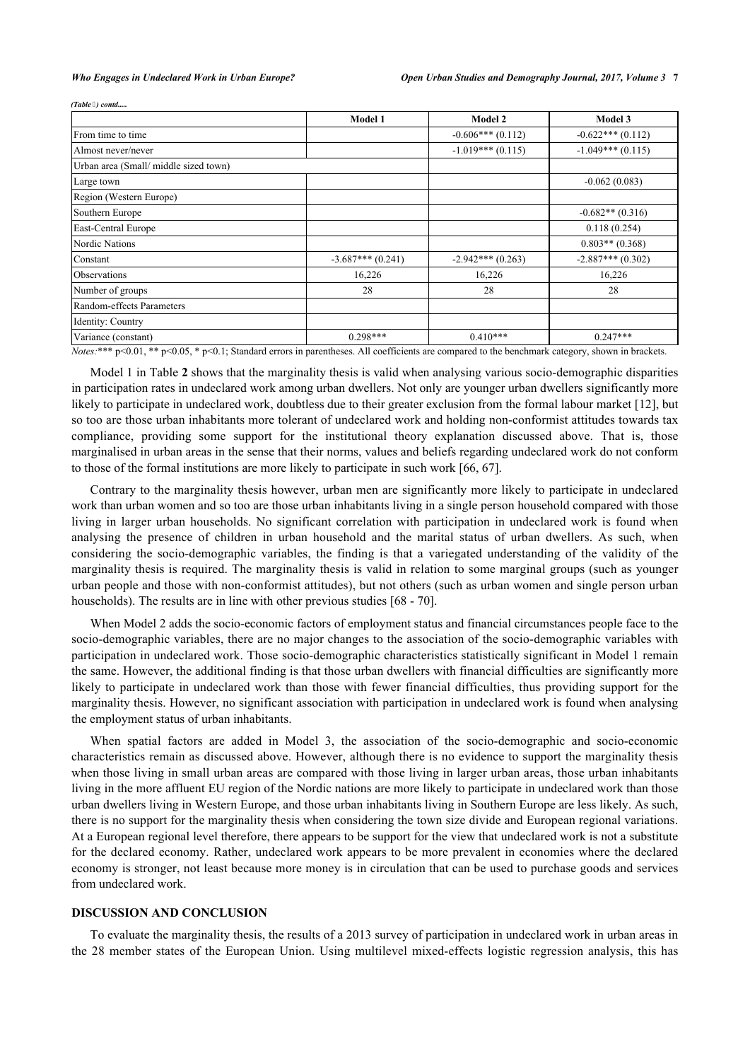*(Table ) contd.....*

| | Model 1 | Model 2 | Model 3 |
|---|---|---|---|
| From time to time | | -0.606*** (0.112) | -0.622*** (0.112) |
| Almost never/never | | -1.019*** (0.115) | -1.049*** (0.115) |
| Urban area (Small/ middle sized town) | | | |
| Large town | | | -0.062 (0.083) |
| Region (Western Europe) | | | |
| Southern Europe | | | -0.682** (0.316) |
| East-Central Europe | | | 0.118 (0.254) |
| Nordic Nations | | | 0.803** (0.368) |
| Constant | -3.687*** (0.241) | -2.942*** (0.263) | -2.887*** (0.302) |
| Observations | 16,226 | 16,226 | 16,226 |
| Number of groups | 28 | 28 | 28 |
| Random-effects Parameters | | | |
| Identity: Country | | | |
| Variance (constant) | 0.298*** | 0.410*** | 0.247*** |

*Notes:**** p<0.01, ** p<0.05, * p<0.1; Standard errors in parentheses. All coefficients are compared to the benchmark category, shown in brackets.

Model 1 in Table **2** shows that the marginality thesis is valid when analysing various socio-demographic disparities in participation rates in undeclared work among urban dwellers. Not only are younger urban dwellers significantly more likely to participate in undeclared work, doubtless due to their greater exclusion from the formal labour market [12], but so too are those urban inhabitants more tolerant of undeclared work and holding non-conformist attitudes towards tax compliance, providing some support for the institutional theory explanation discussed above. That is, those marginalised in urban areas in the sense that their norms, values and beliefs regarding undeclared work do not conform to those of the formal institutions are more likely to participate in such work [66, 67].

Contrary to the marginality thesis however, urban men are significantly more likely to participate in undeclared work than urban women and so too are those urban inhabitants living in a single person household compared with those living in larger urban households. No significant correlation with participation in undeclared work is found when analysing the presence of children in urban household and the marital status of urban dwellers. As such, when considering the socio-demographic variables, the finding is that a variegated understanding of the validity of the marginality thesis is required. The marginality thesis is valid in relation to some marginal groups (such as younger urban people and those with non-conformist attitudes), but not others (such as urban women and single person urban households). The results are in line with other previous studies [68 - 70].

When Model 2 adds the socio-economic factors of employment status and financial circumstances people face to the socio-demographic variables, there are no major changes to the association of the socio-demographic variables with participation in undeclared work. Those socio-demographic characteristics statistically significant in Model 1 remain the same. However, the additional finding is that those urban dwellers with financial difficulties are significantly more likely to participate in undeclared work than those with fewer financial difficulties, thus providing support for the marginality thesis. However, no significant association with participation in undeclared work is found when analysing the employment status of urban inhabitants.

When spatial factors are added in Model 3, the association of the socio-demographic and socio-economic characteristics remain as discussed above. However, although there is no evidence to support the marginality thesis when those living in small urban areas are compared with those living in larger urban areas, those urban inhabitants living in the more affluent EU region of the Nordic nations are more likely to participate in undeclared work than those urban dwellers living in Western Europe, and those urban inhabitants living in Southern Europe are less likely. As such, there is no support for the marginality thesis when considering the town size divide and European regional variations. At a European regional level therefore, there appears to be support for the view that undeclared work is not a substitute for the declared economy. Rather, undeclared work appears to be more prevalent in economies where the declared economy is stronger, not least because more money is in circulation that can be used to purchase goods and services from undeclared work.

## DISCUSSION AND CONCLUSION

To evaluate the marginality thesis, the results of a 2013 survey of participation in undeclared work in urban areas in the 28 member states of the European Union. Using multilevel mixed-effects logistic regression analysis, this has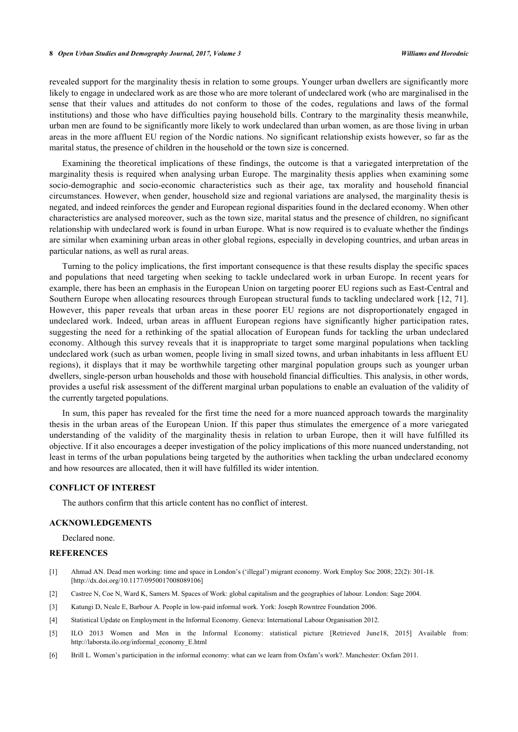revealed support for the marginality thesis in relation to some groups. Younger urban dwellers are significantly more likely to engage in undeclared work as are those who are more tolerant of undeclared work (who are marginalised in the sense that their values and attitudes do not conform to those of the codes, regulations and laws of the formal institutions) and those who have difficulties paying household bills. Contrary to the marginality thesis meanwhile, urban men are found to be significantly more likely to work undeclared than urban women, as are those living in urban areas in the more affluent EU region of the Nordic nations. No significant relationship exists however, so far as the marital status, the presence of children in the household or the town size is concerned.

Examining the theoretical implications of these findings, the outcome is that a variegated interpretation of the marginality thesis is required when analysing urban Europe. The marginality thesis applies when examining some socio-demographic and socio-economic characteristics such as their age, tax morality and household financial circumstances. However, when gender, household size and regional variations are analysed, the marginality thesis is negated, and indeed reinforces the gender and European regional disparities found in the declared economy. When other characteristics are analysed moreover, such as the town size, marital status and the presence of children, no significant relationship with undeclared work is found in urban Europe. What is now required is to evaluate whether the findings are similar when examining urban areas in other global regions, especially in developing countries, and urban areas in particular nations, as well as rural areas.

Turning to the policy implications, the first important consequence is that these results display the specific spaces and populations that need targeting when seeking to tackle undeclared work in urban Europe. In recent years for example, there has been an emphasis in the European Union on targeting poorer EU regions such as East-Central and Southern Europe when allocating resources through European structural funds to tackling undeclared work [12, 71]. However, this paper reveals that urban areas in these poorer EU regions are not disproportionately engaged in undeclared work. Indeed, urban areas in affluent European regions have significantly higher participation rates, suggesting the need for a rethinking of the spatial allocation of European funds for tackling the urban undeclared economy. Although this survey reveals that it is inappropriate to target some marginal populations when tackling undeclared work (such as urban women, people living in small sized towns, and urban inhabitants in less affluent EU regions), it displays that it may be worthwhile targeting other marginal population groups such as younger urban dwellers, single-person urban households and those with household financial difficulties. This analysis, in other words, provides a useful risk assessment of the different marginal urban populations to enable an evaluation of the validity of the currently targeted populations.

In sum, this paper has revealed for the first time the need for a more nuanced approach towards the marginality thesis in the urban areas of the European Union. If this paper thus stimulates the emergence of a more variegated understanding of the validity of the marginality thesis in relation to urban Europe, then it will have fulfilled its objective. If it also encourages a deeper investigation of the policy implications of this more nuanced understanding, not least in terms of the urban populations being targeted by the authorities when tackling the urban undeclared economy and how resources are allocated, then it will have fulfilled its wider intention.

## CONFLICT OF INTEREST

The authors confirm that this article content has no conflict of interest.

## ACKNOWLEDGEMENTS

Declared none.

## REFERENCES

[1] Ahmad AN. Dead men working: time and space in London's ('illegal') migrant economy. Work Employ Soc 2008; 22(2): 301-18. [http://dx.doi.org/10.1177/0950017008089106]

[2] Castree N, Coe N, Ward K, Samers M. Spaces of Work: global capitalism and the geographies of labour. London: Sage 2004.

[3] Katungi D, Neale E, Barbour A. People in low-paid informal work. York: Joseph Rowntree Foundation 2006.

[4] Statistical Update on Employment in the Informal Economy. Geneva: International Labour Organisation 2012.

[5] ILO 2013 Women and Men in the Informal Economy: statistical picture [Retrieved June18, 2015] Available from: http://laborsta.ilo.org/informal_economy_E.html

[6] Brill L. Women's participation in the informal economy: what can we learn from Oxfam's work?. Manchester: Oxfam 2011.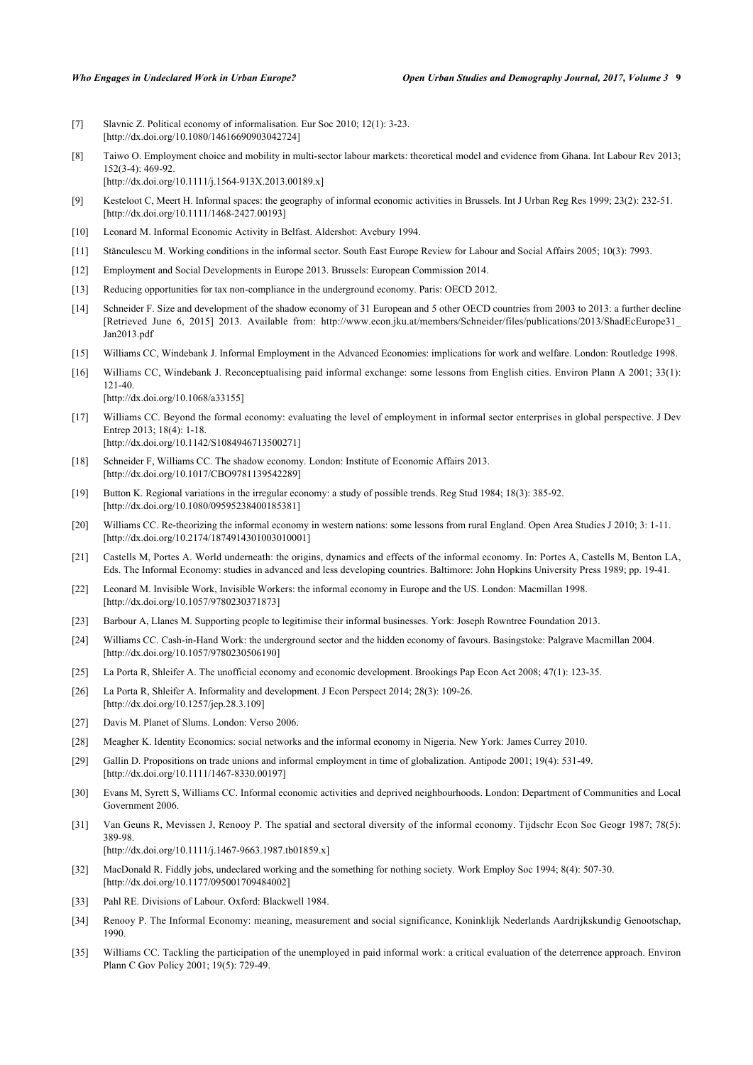[7] Slavnic Z. Political economy of informalisation. Eur Soc 2010; 12(1): 3-23. [http://dx.doi.org/10.1080/14616690903042724]

[8] Taiwo O. Employment choice and mobility in multi-sector labour markets: theoretical model and evidence from Ghana. Int Labour Rev 2013; 152(3-4): 469-92. [http://dx.doi.org/10.1111/j.1564-913X.2013.00189.x]

[9] Kesteloot C, Meert H. Informal spaces: the geography of informal economic activities in Brussels. Int J Urban Reg Res 1999; 23(2): 232-51. [http://dx.doi.org/10.1111/1468-2427.00193]

[10] Leonard M. Informal Economic Activity in Belfast. Aldershot: Avebury 1994.

[11] Stănculescu M. Working conditions in the informal sector. South East Europe Review for Labour and Social Affairs 2005; 10(3): 7993.

[12] Employment and Social Developments in Europe 2013. Brussels: European Commission 2014.

[13] Reducing opportunities for tax non-compliance in the underground economy. Paris: OECD 2012.

[14] Schneider F. Size and development of the shadow economy of 31 European and 5 other OECD countries from 2003 to 2013: a further decline [Retrieved June 6, 2015] 2013. Available from: http://www.econ.jku.at/members/Schneider/files/publications/2013/ShadEcEurope31_Jan2013.pdf

[15] Williams CC, Windebank J. Informal Employment in the Advanced Economies: implications for work and welfare. London: Routledge 1998.

[16] Williams CC, Windebank J. Reconceptualising paid informal exchange: some lessons from English cities. Environ Plann A 2001; 33(1): 121-40. [http://dx.doi.org/10.1068/a33155]

[17] Williams CC. Beyond the formal economy: evaluating the level of employment in informal sector enterprises in global perspective. J Dev Entrep 2013; 18(4): 1-18. [http://dx.doi.org/10.1142/S1084946713500271]

[18] Schneider F, Williams CC. The shadow economy. London: Institute of Economic Affairs 2013. [http://dx.doi.org/10.1017/CBO9781139542289]

[19] Button K. Regional variations in the irregular economy: a study of possible trends. Reg Stud 1984; 18(3): 385-92. [http://dx.doi.org/10.1080/09595238400185381]

[20] Williams CC. Re-theorizing the informal economy in western nations: some lessons from rural England. Open Area Studies J 2010; 3: 1-11. [http://dx.doi.org/10.2174/1874914301003010001]

[21] Castells M, Portes A. World underneath: the origins, dynamics and effects of the informal economy. In: Portes A, Castells M, Benton LA, Eds. The Informal Economy: studies in advanced and less developing countries. Baltimore: John Hopkins University Press 1989; pp. 19-41.

[22] Leonard M. Invisible Work, Invisible Workers: the informal economy in Europe and the US. London: Macmillan 1998. [http://dx.doi.org/10.1057/9780230371873]

[23] Barbour A, Llanes M. Supporting people to legitimise their informal businesses. York: Joseph Rowntree Foundation 2013.

[24] Williams CC. Cash-in-Hand Work: the underground sector and the hidden economy of favours. Basingstoke: Palgrave Macmillan 2004. [http://dx.doi.org/10.1057/9780230506190]

[25] La Porta R, Shleifer A. The unofficial economy and economic development. Brookings Pap Econ Act 2008; 47(1): 123-35.

[26] La Porta R, Shleifer A. Informality and development. J Econ Perspect 2014; 28(3): 109-26. [http://dx.doi.org/10.1257/jep.28.3.109]

[27] Davis M. Planet of Slums. London: Verso 2006.

[28] Meagher K. Identity Economics: social networks and the informal economy in Nigeria. New York: James Currey 2010.

[29] Gallin D. Propositions on trade unions and informal employment in time of globalization. Antipode 2001; 19(4): 531-49. [http://dx.doi.org/10.1111/1467-8330.00197]

[30] Evans M, Syrett S, Williams CC. Informal economic activities and deprived neighbourhoods. London: Department of Communities and Local Government 2006.

[31] Van Geuns R, Mevissen J, Renooy P. The spatial and sectoral diversity of the informal economy. Tijdschr Econ Soc Geogr 1987; 78(5): 389-98. [http://dx.doi.org/10.1111/j.1467-9663.1987.tb01859.x]

[32] MacDonald R. Fiddly jobs, undeclared working and the something for nothing society. Work Employ Soc 1994; 8(4): 507-30. [http://dx.doi.org/10.1177/095001709484002]

[33] Pahl RE. Divisions of Labour. Oxford: Blackwell 1984.

[34] Renooy P. The Informal Economy: meaning, measurement and social significance, Koninklijk Nederlands Aardrijkskundig Genootschap, 1990.

[35] Williams CC. Tackling the participation of the unemployed in paid informal work: a critical evaluation of the deterrence approach. Environ Plann C Gov Policy 2001; 19(5): 729-49.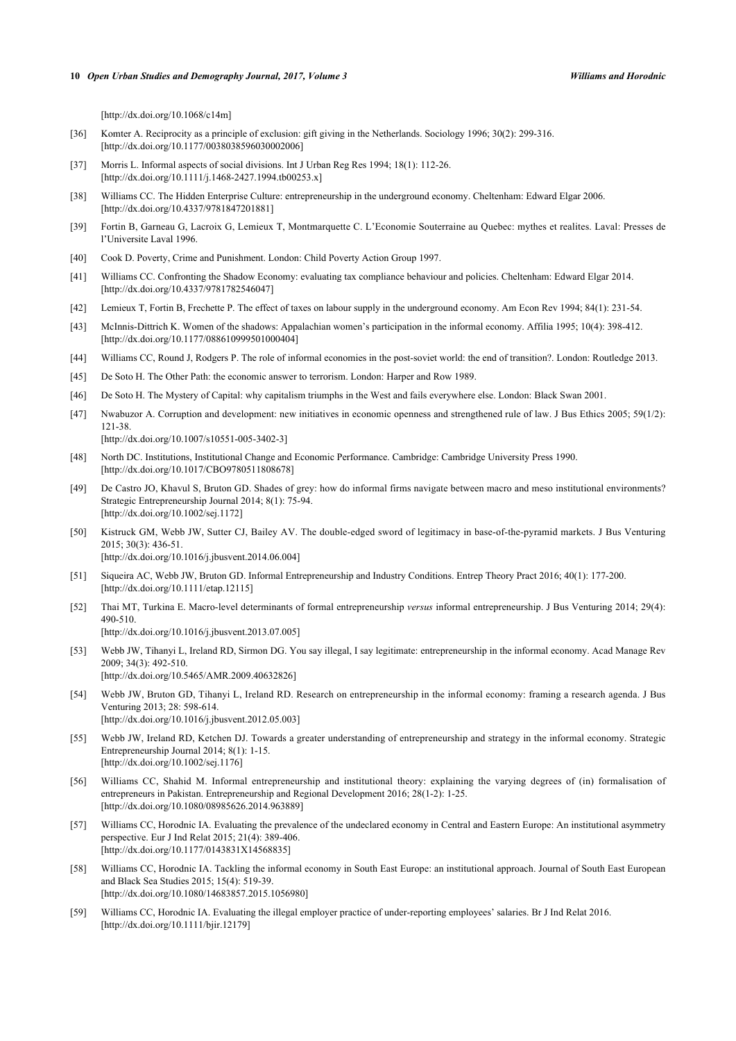[http://dx.doi.org/10.1068/c14m]

[36] Komter A. Reciprocity as a principle of exclusion: gift giving in the Netherlands. Sociology 1996; 30(2): 299-316. [http://dx.doi.org/10.1177/0038038596030002006]

[37] Morris L. Informal aspects of social divisions. Int J Urban Reg Res 1994; 18(1): 112-26. [http://dx.doi.org/10.1111/j.1468-2427.1994.tb00253.x]

[38] Williams CC. The Hidden Enterprise Culture: entrepreneurship in the underground economy. Cheltenham: Edward Elgar 2006. [http://dx.doi.org/10.4337/9781847201881]

[39] Fortin B, Garneau G, Lacroix G, Lemieux T, Montmarquette C. L'Economie Souterraine au Quebec: mythes et realites. Laval: Presses de l'Universite Laval 1996.

[40] Cook D. Poverty, Crime and Punishment. London: Child Poverty Action Group 1997.

[41] Williams CC. Confronting the Shadow Economy: evaluating tax compliance behaviour and policies. Cheltenham: Edward Elgar 2014. [http://dx.doi.org/10.4337/9781782546047]

[42] Lemieux T, Fortin B, Frechette P. The effect of taxes on labour supply in the underground economy. Am Econ Rev 1994; 84(1): 231-54.

[43] McInnis-Dittrich K. Women of the shadows: Appalachian women's participation in the informal economy. Affilia 1995; 10(4): 398-412. [http://dx.doi.org/10.1177/088610999501000404]

[44] Williams CC, Round J, Rodgers P. The role of informal economies in the post-soviet world: the end of transition?. London: Routledge 2013.

[45] De Soto H. The Other Path: the economic answer to terrorism. London: Harper and Row 1989.

[46] De Soto H. The Mystery of Capital: why capitalism triumphs in the West and fails everywhere else. London: Black Swan 2001.

[47] Nwabuzor A. Corruption and development: new initiatives in economic openness and strengthened rule of law. J Bus Ethics 2005; 59(1/2): 121-38. [http://dx.doi.org/10.1007/s10551-005-3402-3]

[48] North DC. Institutions, Institutional Change and Economic Performance. Cambridge: Cambridge University Press 1990. [http://dx.doi.org/10.1017/CBO9780511808678]

[49] De Castro JO, Khavul S, Bruton GD. Shades of grey: how do informal firms navigate between macro and meso institutional environments? Strategic Entrepreneurship Journal 2014; 8(1): 75-94. [http://dx.doi.org/10.1002/sej.1172]

[50] Kistruck GM, Webb JW, Sutter CJ, Bailey AV. The double-edged sword of legitimacy in base-of-the-pyramid markets. J Bus Venturing 2015; 30(3): 436-51. [http://dx.doi.org/10.1016/j.jbusvent.2014.06.004]

[51] Siqueira AC, Webb JW, Bruton GD. Informal Entrepreneurship and Industry Conditions. Entrep Theory Pract 2016; 40(1): 177-200. [http://dx.doi.org/10.1111/etap.12115]

[52] Thai MT, Turkina E. Macro-level determinants of formal entrepreneurship *versus* informal entrepreneurship. J Bus Venturing 2014; 29(4): 490-510. [http://dx.doi.org/10.1016/j.jbusvent.2013.07.005]

[53] Webb JW, Tihanyi L, Ireland RD, Sirmon DG. You say illegal, I say legitimate: entrepreneurship in the informal economy. Acad Manage Rev 2009; 34(3): 492-510. [http://dx.doi.org/10.5465/AMR.2009.40632826]

[54] Webb JW, Bruton GD, Tihanyi L, Ireland RD. Research on entrepreneurship in the informal economy: framing a research agenda. J Bus Venturing 2013; 28: 598-614. [http://dx.doi.org/10.1016/j.jbusvent.2012.05.003]

[55] Webb JW, Ireland RD, Ketchen DJ. Towards a greater understanding of entrepreneurship and strategy in the informal economy. Strategic Entrepreneurship Journal 2014; 8(1): 1-15. [http://dx.doi.org/10.1002/sej.1176]

[56] Williams CC, Shahid M. Informal entrepreneurship and institutional theory: explaining the varying degrees of (in) formalisation of entrepreneurs in Pakistan. Entrepreneurship and Regional Development 2016; 28(1-2): 1-25. [http://dx.doi.org/10.1080/08985626.2014.963889]

[57] Williams CC, Horodnic IA. Evaluating the prevalence of the undeclared economy in Central and Eastern Europe: An institutional asymmetry perspective. Eur J Ind Relat 2015; 21(4): 389-406. [http://dx.doi.org/10.1177/0143831X14568835]

[58] Williams CC, Horodnic IA. Tackling the informal economy in South East Europe: an institutional approach. Journal of South East European and Black Sea Studies 2015; 15(4): 519-39. [http://dx.doi.org/10.1080/14683857.2015.1056980]

[59] Williams CC, Horodnic IA. Evaluating the illegal employer practice of under-reporting employees' salaries. Br J Ind Relat 2016. [http://dx.doi.org/10.1111/bjir.12179]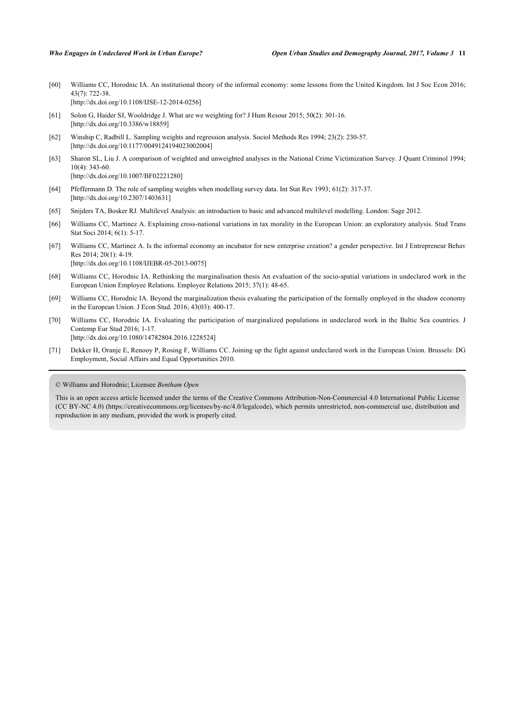[60] Williams CC, Horodnic IA. An institutional theory of the informal economy: some lessons from the United Kingdom. Int J Soc Econ 2016; 43(7): 722-38.
[http://dx.doi.org/10.1108/IJSE-12-2014-0256]

[61] Solon G, Haider SJ, Wooldridge J. What are we weighting for? J Hum Resour 2015; 50(2): 301-16.
[http://dx.doi.org/10.3386/w18859]

[62] Winship C, Radbill L. Sampling weights and regression analysis. Sociol Methods Res 1994; 23(2): 230-57.
[http://dx.doi.org/10.1177/0049124194023002004]

[63] Sharon SL, Liu J. A comparison of weighted and unweighted analyses in the National Crime Victimization Survey. J Quant Criminol 1994; 10(4): 343-60.
[http://dx.doi.org/10.1007/BF02221280]

[64] Pfeffermann D. The role of sampling weights when modelling survey data. Int Stat Rev 1993; 61(2): 317-37.
[http://dx.doi.org/10.2307/1403631]

[65] Snijders TA, Bosker RJ. Multilevel Analysis: an introduction to basic and advanced multilevel modelling. London: Sage 2012.

[66] Williams CC, Martinez A. Explaining cross-national variations in tax morality in the European Union: an exploratory analysis. Stud Trans Stat Soci 2014; 6(1): 5-17.

[67] Williams CC, Martinez A. Is the informal economy an incubator for new enterprise creation? a gender perspective. Int J Entrepreneur Behav Res 2014; 20(1): 4-19.
[http://dx.doi.org/10.1108/IJEBR-05-2013-0075]

[68] Williams CC, Horodnic IA. Rethinking the marginalisation thesis An evaluation of the socio-spatial variations in undeclared work in the European Union Employee Relations. Employee Relations 2015; 37(1): 48-65.

[69] Williams CC, Horodnic IA. Beyond the marginalization thesis evaluating the participation of the formally employed in the shadow economy in the European Union. J Econ Stud. 2016; 43(03): 400-17.

[70] Williams CC, Horodnic IA. Evaluating the participation of marginalized populations in undeclared work in the Baltic Sea countries. J Contemp Eur Stud 2016; 1-17.
[http://dx.doi.org/10.1080/14782804.2016.1228524]

[71] Dekker H, Oranje E, Renooy P, Rosing F, Williams CC. Joining up the fight against undeclared work in the European Union. Brussels: DG Employment, Social Affairs and Equal Opportunities 2010.

© Williams and Horodnic; Licensee *Bentham Open*

This is an open access article licensed under the terms of the Creative Commons Attribution-Non-Commercial 4.0 International Public License (CC BY-NC 4.0) (https://creativecommons.org/licenses/by-nc/4.0/legalcode), which permits unrestricted, non-commercial use, distribution and reproduction in any medium, provided the work is properly cited.